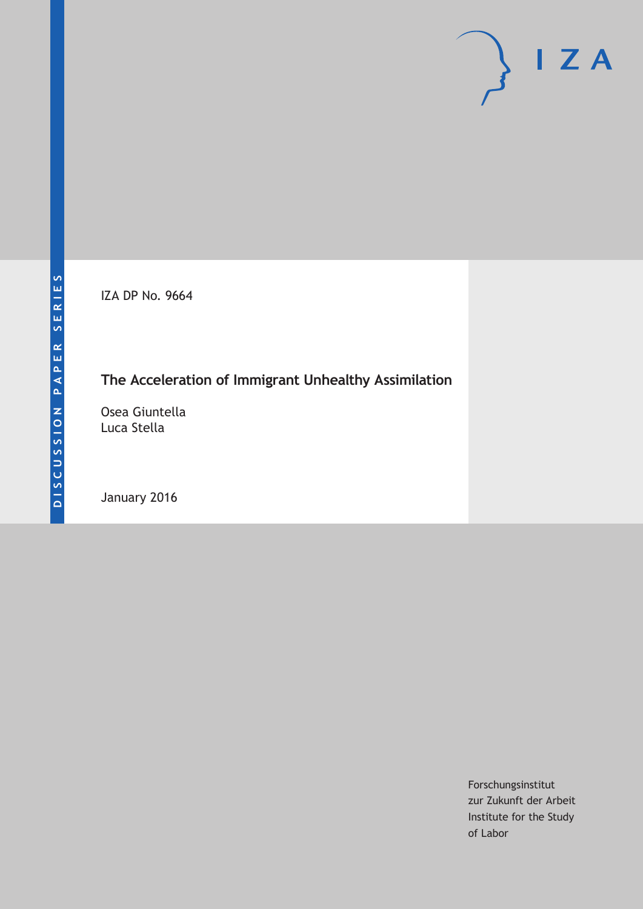DISCUSSION PAPER SERIES

IZA DP No. 9664

# The Acceleration of Immigrant Unhealthy Assimilation

Osea Giuntella
Luca Stella

January 2016

Forschungsinstitut
zur Zukunft der Arbeit
Institute for the Study
of Labor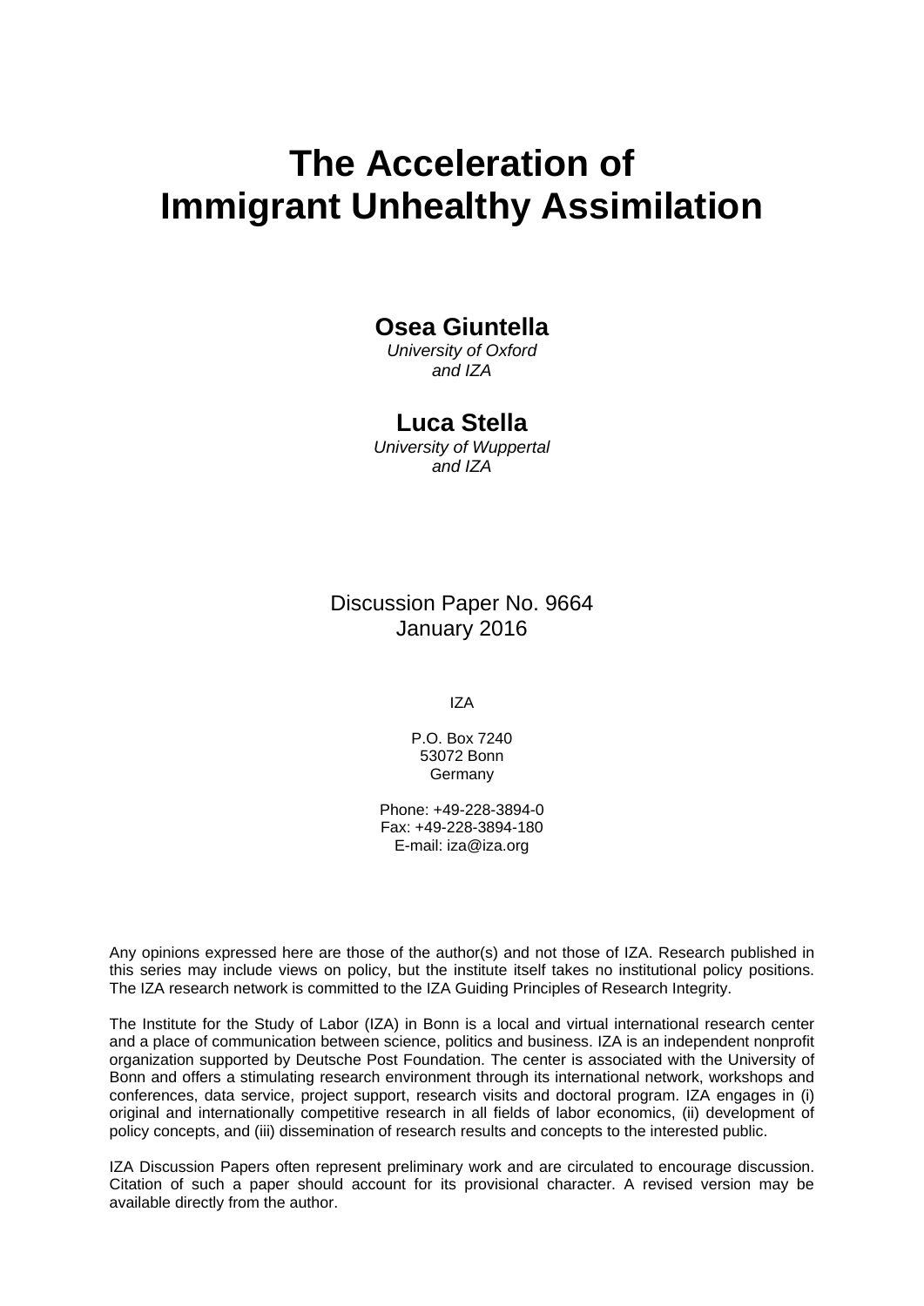# The Acceleration of Immigrant Unhealthy Assimilation

**Osea Giuntella**

*University of Oxford and IZA*

**Luca Stella**

*University of Wuppertal and IZA*

Discussion Paper No. 9664
January 2016

IZA

P.O. Box 7240
53072 Bonn
Germany

Phone: +49-228-3894-0
Fax: +49-228-3894-180
E-mail: iza@iza.org

Any opinions expressed here are those of the author(s) and not those of IZA. Research published in this series may include views on policy, but the institute itself takes no institutional policy positions. The IZA research network is committed to the IZA Guiding Principles of Research Integrity.

The Institute for the Study of Labor (IZA) in Bonn is a local and virtual international research center and a place of communication between science, politics and business. IZA is an independent nonprofit organization supported by Deutsche Post Foundation. The center is associated with the University of Bonn and offers a stimulating research environment through its international network, workshops and conferences, data service, project support, research visits and doctoral program. IZA engages in (i) original and internationally competitive research in all fields of labor economics, (ii) development of policy concepts, and (iii) dissemination of research results and concepts to the interested public.

IZA Discussion Papers often represent preliminary work and are circulated to encourage discussion. Citation of such a paper should account for its provisional character. A revised version may be available directly from the author.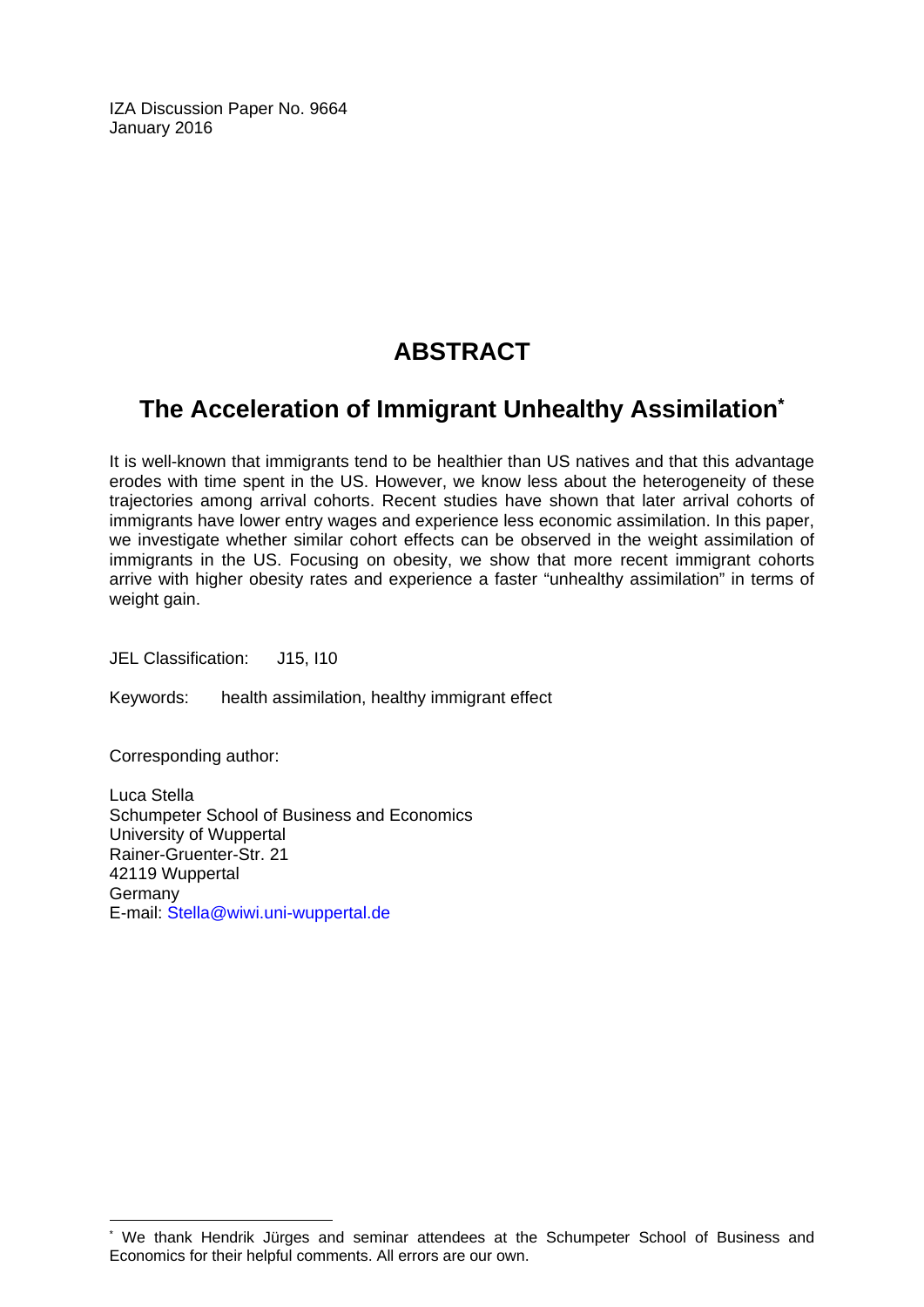IZA Discussion Paper No. 9664
January 2016

# ABSTRACT

## The Acceleration of Immigrant Unhealthy Assimilation*

It is well-known that immigrants tend to be healthier than US natives and that this advantage erodes with time spent in the US. However, we know less about the heterogeneity of these trajectories among arrival cohorts. Recent studies have shown that later arrival cohorts of immigrants have lower entry wages and experience less economic assimilation. In this paper, we investigate whether similar cohort effects can be observed in the weight assimilation of immigrants in the US. Focusing on obesity, we show that more recent immigrant cohorts arrive with higher obesity rates and experience a faster "unhealthy assimilation" in terms of weight gain.

JEL Classification: J15, I10

Keywords: health assimilation, healthy immigrant effect

Corresponding author:

Luca Stella
Schumpeter School of Business and Economics
University of Wuppertal
Rainer-Gruenter-Str. 21
42119 Wuppertal
Germany
E-mail: Stella@wiwi.uni-wuppertal.de

---

* We thank Hendrik Jürges and seminar attendees at the Schumpeter School of Business and Economics for their helpful comments. All errors are our own.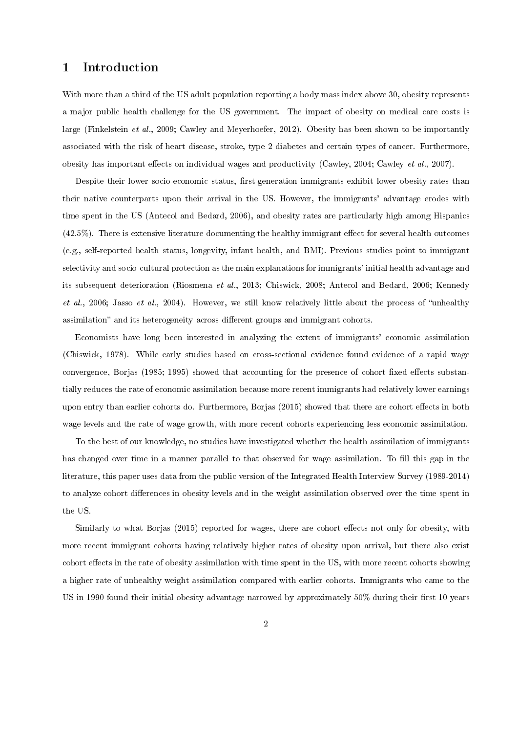# 1 Introduction

With more than a third of the US adult population reporting a body mass index above 30, obesity represents a major public health challenge for the US government. The impact of obesity on medical care costs is large (Finkelstein *et al.*, 2009; Cawley and Meyerhoefer, 2012). Obesity has been shown to be importantly associated with the risk of heart disease, stroke, type 2 diabetes and certain types of cancer. Furthermore, obesity has important effects on individual wages and productivity (Cawley, 2004; Cawley *et al.*, 2007).

Despite their lower socio-economic status, first-generation immigrants exhibit lower obesity rates than their native counterparts upon their arrival in the US. However, the immigrants' advantage erodes with time spent in the US (Antecol and Bedard, 2006), and obesity rates are particularly high among Hispanics (42.5%). There is extensive literature documenting the healthy immigrant effect for several health outcomes (e.g., self-reported health status, longevity, infant health, and BMI). Previous studies point to immigrant selectivity and socio-cultural protection as the main explanations for immigrants' initial health advantage and its subsequent deterioration (Riosmena *et al.*, 2013; Chiswick, 2008; Antecol and Bedard, 2006; Kennedy *et al.*, 2006; Jasso *et al.*, 2004). However, we still know relatively little about the process of "unhealthy assimilation" and its heterogeneity across different groups and immigrant cohorts.

Economists have long been interested in analyzing the extent of immigrants' economic assimilation (Chiswick, 1978). While early studies based on cross-sectional evidence found evidence of a rapid wage convergence, Borjas (1985; 1995) showed that accounting for the presence of cohort fixed effects substantially reduces the rate of economic assimilation because more recent immigrants had relatively lower earnings upon entry than earlier cohorts do. Furthermore, Borjas (2015) showed that there are cohort effects in both wage levels and the rate of wage growth, with more recent cohorts experiencing less economic assimilation.

To the best of our knowledge, no studies have investigated whether the health assimilation of immigrants has changed over time in a manner parallel to that observed for wage assimilation. To fill this gap in the literature, this paper uses data from the public version of the Integrated Health Interview Survey (1989-2014) to analyze cohort differences in obesity levels and in the weight assimilation observed over the time spent in the US.

Similarly to what Borjas (2015) reported for wages, there are cohort effects not only for obesity, with more recent immigrant cohorts having relatively higher rates of obesity upon arrival, but there also exist cohort effects in the rate of obesity assimilation with time spent in the US, with more recent cohorts showing a higher rate of unhealthy weight assimilation compared with earlier cohorts. Immigrants who came to the US in 1990 found their initial obesity advantage narrowed by approximately 50% during their first 10 years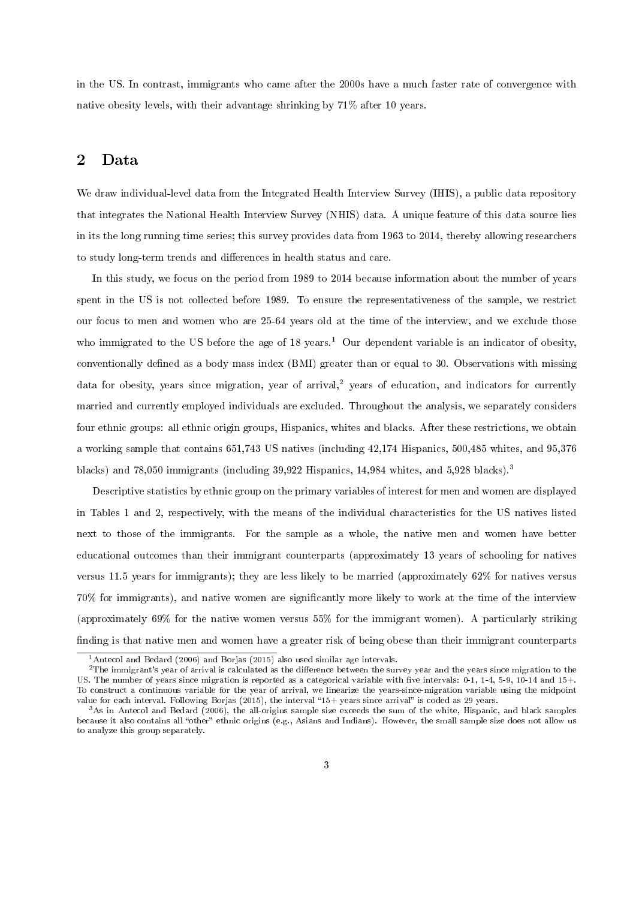in the US. In contrast, immigrants who came after the 2000s have a much faster rate of convergence with native obesity levels, with their advantage shrinking by 71% after 10 years.

## 2 Data

We draw individual-level data from the Integrated Health Interview Survey (IHIS), a public data repository that integrates the National Health Interview Survey (NHIS) data. A unique feature of this data source lies in its the long running time series; this survey provides data from 1963 to 2014, thereby allowing researchers to study long-term trends and differences in health status and care.

In this study, we focus on the period from 1989 to 2014 because information about the number of years spent in the US is not collected before 1989. To ensure the representativeness of the sample, we restrict our focus to men and women who are 25-64 years old at the time of the interview, and we exclude those who immigrated to the US before the age of 18 years.[1] Our dependent variable is an indicator of obesity, conventionally defined as a body mass index (BMI) greater than or equal to 30. Observations with missing data for obesity, years since migration, year of arrival,[2] years of education, and indicators for currently married and currently employed individuals are excluded. Throughout the analysis, we separately considers four ethnic groups: all ethnic origin groups, Hispanics, whites and blacks. After these restrictions, we obtain a working sample that contains 651,743 US natives (including 42,174 Hispanics, 500,485 whites, and 95,376 blacks) and 78,050 immigrants (including 39,922 Hispanics, 14,984 whites, and 5,928 blacks).[3]

Descriptive statistics by ethnic group on the primary variables of interest for men and women are displayed in Tables 1 and 2, respectively, with the means of the individual characteristics for the US natives listed next to those of the immigrants. For the sample as a whole, the native men and women have better educational outcomes than their immigrant counterparts (approximately 13 years of schooling for natives versus 11.5 years for immigrants); they are less likely to be married (approximately 62% for natives versus 70% for immigrants), and native women are significantly more likely to work at the time of the interview (approximately 69% for the native women versus 55% for the immigrant women). A particularly striking finding is that native men and women have a greater risk of being obese than their immigrant counterparts

[1] Antecol and Bedard (2006) and Borjas (2015) also used similar age intervals.

[2] The immigrant's year of arrival is calculated as the difference between the survey year and the years since migration to the US. The number of years since migration is reported as a categorical variable with five intervals: 0-1, 1-4, 5-9, 10-14 and 15+. To construct a continuous variable for the year of arrival, we linearize the years-since-migration variable using the midpoint value for each interval. Following Borjas (2015), the interval "15+ years since arrival" is coded as 29 years.

[3] As in Antecol and Bedard (2006), the all-origins sample size exceeds the sum of the white, Hispanic, and black samples because it also contains all "other" ethnic origins (e.g., Asians and Indians). However, the small sample size does not allow us to analyze this group separately.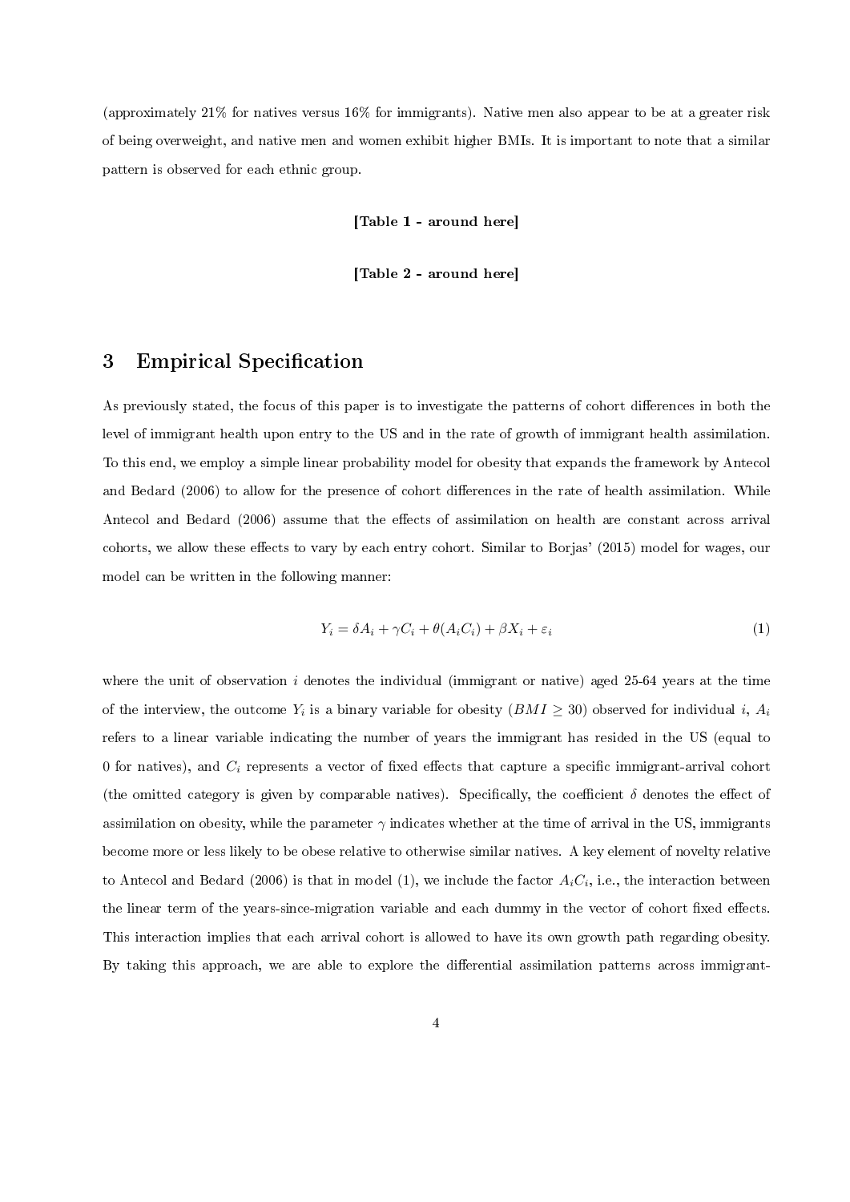(approximately 21% for natives versus 16% for immigrants). Native men also appear to be at a greater risk of being overweight, and native men and women exhibit higher BMIs. It is important to note that a similar pattern is observed for each ethnic group.

**[Table 1 - around here]**

**[Table 2 - around here]**

## 3 Empirical Specification

As previously stated, the focus of this paper is to investigate the patterns of cohort differences in both the level of immigrant health upon entry to the US and in the rate of growth of immigrant health assimilation. To this end, we employ a simple linear probability model for obesity that expands the framework by Antecol and Bedard (2006) to allow for the presence of cohort differences in the rate of health assimilation. While Antecol and Bedard (2006) assume that the effects of assimilation on health are constant across arrival cohorts, we allow these effects to vary by each entry cohort. Similar to Borjas' (2015) model for wages, our model can be written in the following manner:

$$Y_i = \delta A_i + \gamma C_i + \theta(A_i C_i) + \beta X_i + \varepsilon_i \tag{1}$$

where the unit of observation $i$ denotes the individual (immigrant or native) aged 25-64 years at the time of the interview, the outcome $Y_i$ is a binary variable for obesity ($BMI \geq 30$) observed for individual $i$, $A_i$ refers to a linear variable indicating the number of years the immigrant has resided in the US (equal to 0 for natives), and $C_i$ represents a vector of fixed effects that capture a specific immigrant-arrival cohort (the omitted category is given by comparable natives). Specifically, the coefficient $\delta$ denotes the effect of assimilation on obesity, while the parameter $\gamma$ indicates whether at the time of arrival in the US, immigrants become more or less likely to be obese relative to otherwise similar natives. A key element of novelty relative to Antecol and Bedard (2006) is that in model (1), we include the factor $A_i C_i$, i.e., the interaction between the linear term of the years-since-migration variable and each dummy in the vector of cohort fixed effects. This interaction implies that each arrival cohort is allowed to have its own growth path regarding obesity. By taking this approach, we are able to explore the differential assimilation patterns across immigrant-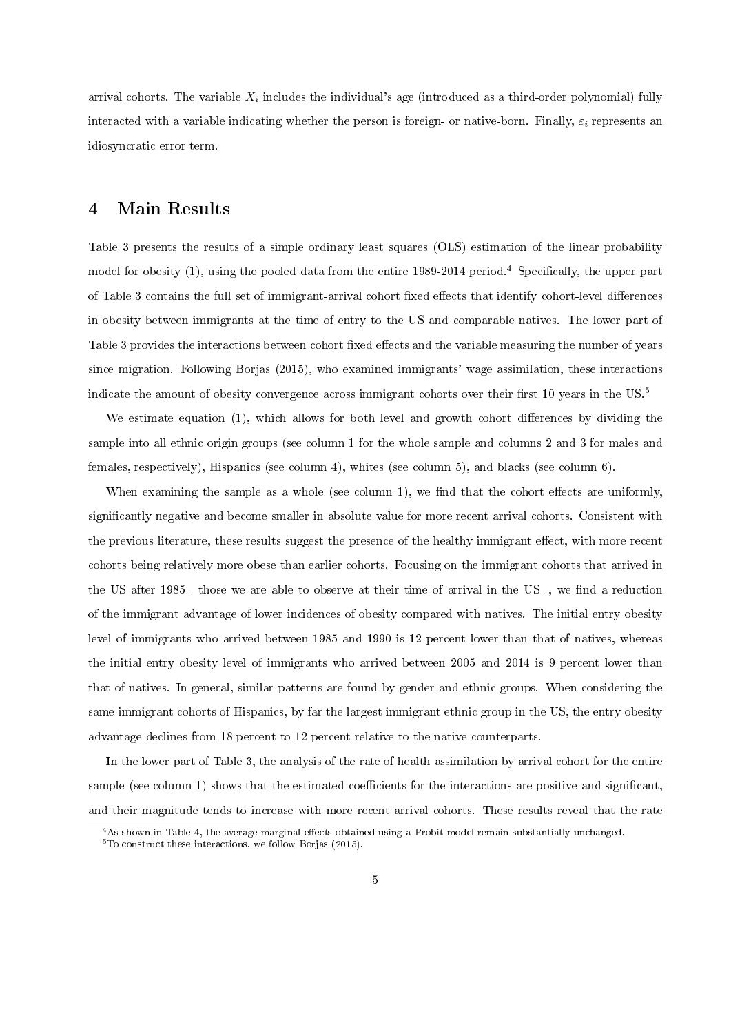arrival cohorts. The variable $X_i$ includes the individual's age (introduced as a third-order polynomial) fully interacted with a variable indicating whether the person is foreign- or native-born. Finally, $\varepsilon_i$ represents an idiosyncratic error term.

## 4 Main Results

Table 3 presents the results of a simple ordinary least squares (OLS) estimation of the linear probability model for obesity (1), using the pooled data from the entire 1989-2014 period.[4] Specifically, the upper part of Table 3 contains the full set of immigrant-arrival cohort fixed effects that identify cohort-level differences in obesity between immigrants at the time of entry to the US and comparable natives. The lower part of Table 3 provides the interactions between cohort fixed effects and the variable measuring the number of years since migration. Following Borjas (2015), who examined immigrants' wage assimilation, these interactions indicate the amount of obesity convergence across immigrant cohorts over their first 10 years in the US.[5]

We estimate equation (1), which allows for both level and growth cohort differences by dividing the sample into all ethnic origin groups (see column 1 for the whole sample and columns 2 and 3 for males and females, respectively), Hispanics (see column 4), whites (see column 5), and blacks (see column 6).

When examining the sample as a whole (see column 1), we find that the cohort effects are uniformly, significantly negative and become smaller in absolute value for more recent arrival cohorts. Consistent with the previous literature, these results suggest the presence of the healthy immigrant effect, with more recent cohorts being relatively more obese than earlier cohorts. Focusing on the immigrant cohorts that arrived in the US after 1985 - those we are able to observe at their time of arrival in the US -, we find a reduction of the immigrant advantage of lower incidences of obesity compared with natives. The initial entry obesity level of immigrants who arrived between 1985 and 1990 is 12 percent lower than that of natives, whereas the initial entry obesity level of immigrants who arrived between 2005 and 2014 is 9 percent lower than that of natives. In general, similar patterns are found by gender and ethnic groups. When considering the same immigrant cohorts of Hispanics, by far the largest immigrant ethnic group in the US, the entry obesity advantage declines from 18 percent to 12 percent relative to the native counterparts.

In the lower part of Table 3, the analysis of the rate of health assimilation by arrival cohort for the entire sample (see column 1) shows that the estimated coefficients for the interactions are positive and significant, and their magnitude tends to increase with more recent arrival cohorts. These results reveal that the rate

[4] As shown in Table 4, the average marginal effects obtained using a Probit model remain substantially unchanged.

[5] To construct these interactions, we follow Borjas (2015).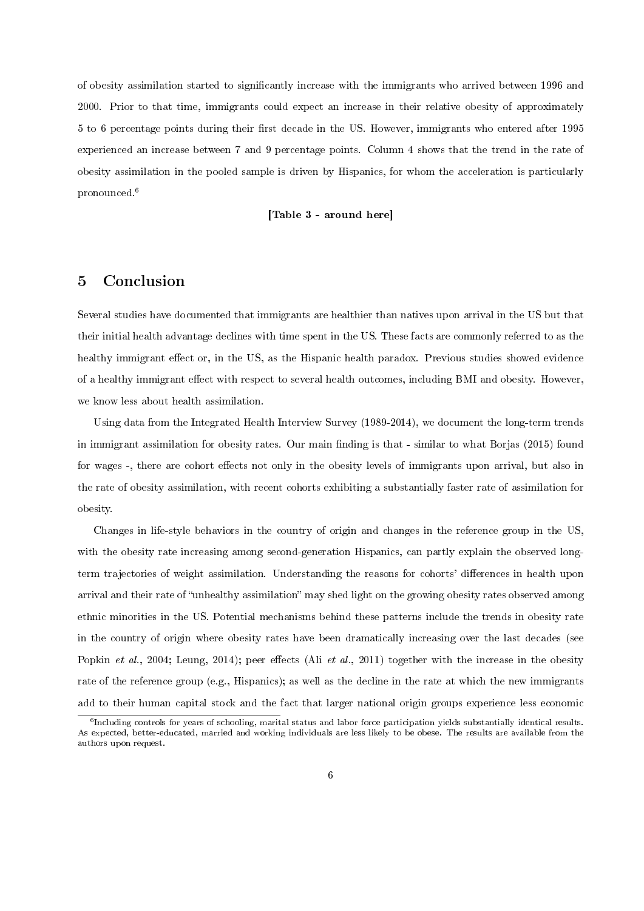of obesity assimilation started to significantly increase with the immigrants who arrived between 1996 and 2000. Prior to that time, immigrants could expect an increase in their relative obesity of approximately 5 to 6 percentage points during their first decade in the US. However, immigrants who entered after 1995 experienced an increase between 7 and 9 percentage points. Column 4 shows that the trend in the rate of obesity assimilation in the pooled sample is driven by Hispanics, for whom the acceleration is particularly pronounced.[6]

**[Table 3 - around here]**

# 5 Conclusion

Several studies have documented that immigrants are healthier than natives upon arrival in the US but that their initial health advantage declines with time spent in the US. These facts are commonly referred to as the healthy immigrant effect or, in the US, as the Hispanic health paradox. Previous studies showed evidence of a healthy immigrant effect with respect to several health outcomes, including BMI and obesity. However, we know less about health assimilation.

Using data from the Integrated Health Interview Survey (1989-2014), we document the long-term trends in immigrant assimilation for obesity rates. Our main finding is that - similar to what Borjas (2015) found for wages -, there are cohort effects not only in the obesity levels of immigrants upon arrival, but also in the rate of obesity assimilation, with recent cohorts exhibiting a substantially faster rate of assimilation for obesity.

Changes in life-style behaviors in the country of origin and changes in the reference group in the US, with the obesity rate increasing among second-generation Hispanics, can partly explain the observed long-term trajectories of weight assimilation. Understanding the reasons for cohorts' differences in health upon arrival and their rate of "unhealthy assimilation" may shed light on the growing obesity rates observed among ethnic minorities in the US. Potential mechanisms behind these patterns include the trends in obesity rate in the country of origin where obesity rates have been dramatically increasing over the last decades (see Popkin *et al.*, 2004; Leung, 2014); peer effects (Ali *et al.*, 2011) together with the increase in the obesity rate of the reference group (e.g., Hispanics); as well as the decline in the rate at which the new immigrants add to their human capital stock and the fact that larger national origin groups experience less economic

[6]Including controls for years of schooling, marital status and labor force participation yields substantially identical results. As expected, better-educated, married and working individuals are less likely to be obese. The results are available from the authors upon request.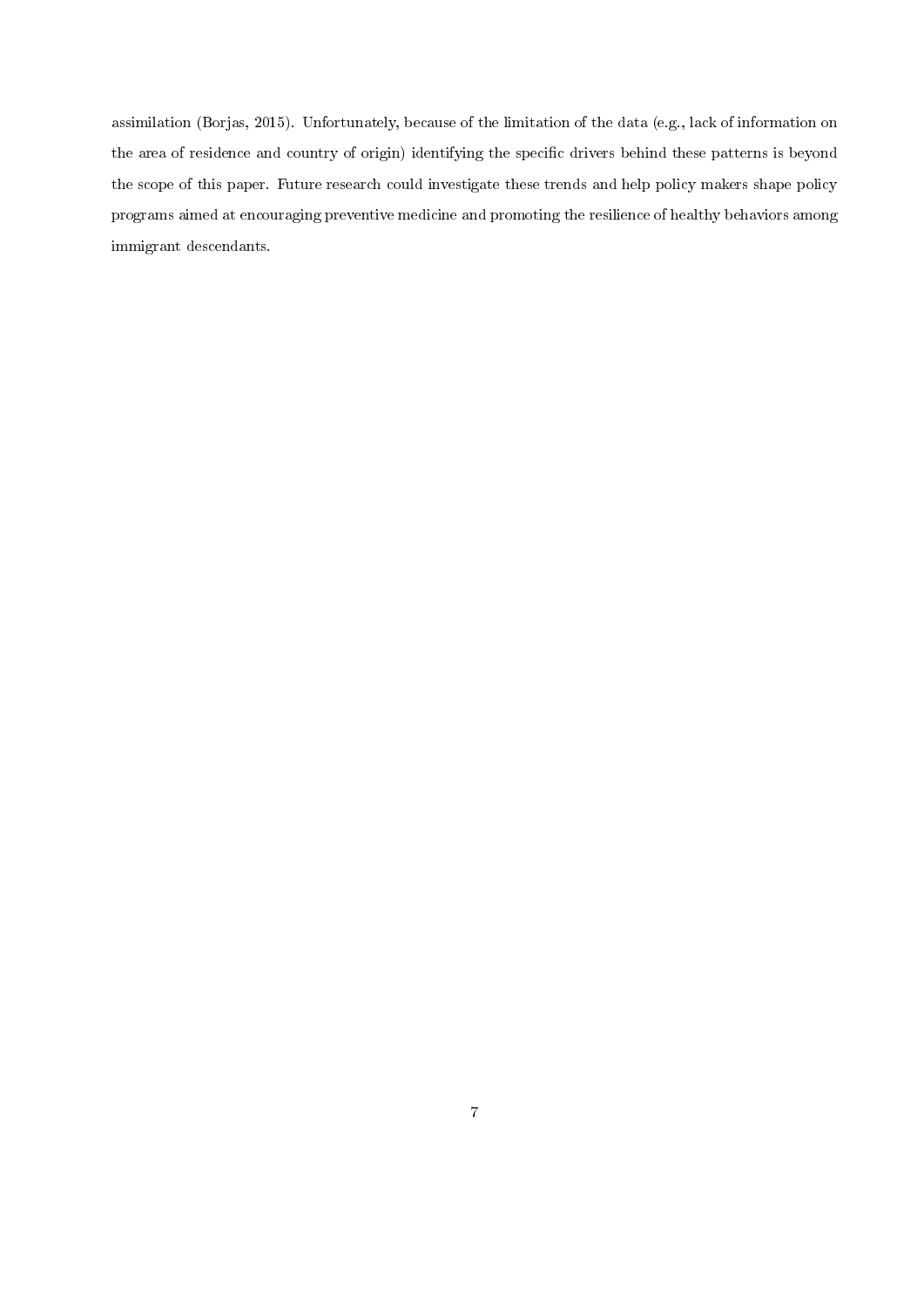assimilation (Borjas, 2015). Unfortunately, because of the limitation of the data (e.g., lack of information on the area of residence and country of origin) identifying the specific drivers behind these patterns is beyond the scope of this paper. Future research could investigate these trends and help policy makers shape policy programs aimed at encouraging preventive medicine and promoting the resilience of healthy behaviors among immigrant descendants.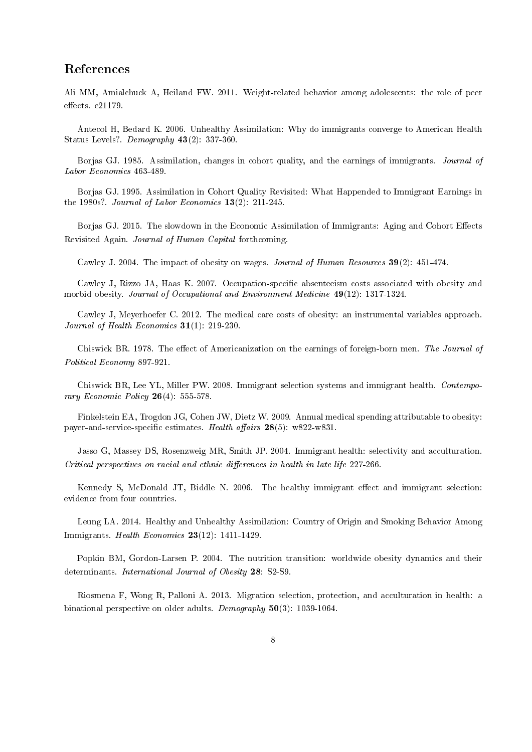## References

Ali MM, Amialchuck A, Heiland FW. 2011. Weight-related behavior among adolescents: the role of peer effects. e21179.

Antecol H, Bedard K. 2006. Unhealthy Assimilation: Why do immigrants converge to American Health Status Levels?. *Demography* **43**(2): 337-360.

Borjas GJ. 1985. Assimilation, changes in cohort quality, and the earnings of immigrants. *Journal of Labor Economics* 463-489.

Borjas GJ. 1995. Assimilation in Cohort Quality Revisited: What Happended to Immigrant Earnings in the 1980s?. *Journal of Labor Economics* **13**(2): 211-245.

Borjas GJ. 2015. The slowdown in the Economic Assimilation of Immigrants: Aging and Cohort Effects Revisited Again. *Journal of Human Capital* forthcoming.

Cawley J. 2004. The impact of obesity on wages. *Journal of Human Resources* **39**(2): 451-474.

Cawley J, Rizzo JA, Haas K. 2007. Occupation-specific absenteeism costs associated with obesity and morbid obesity. *Journal of Occupational and Environment Medicine* **49**(12): 1317-1324.

Cawley J, Meyerhoefer C. 2012. The medical care costs of obesity: an instrumental variables approach. *Journal of Health Economics* **31**(1): 219-230.

Chiswick BR. 1978. The effect of Americanization on the earnings of foreign-born men. *The Journal of Political Economy* 897-921.

Chiswick BR, Lee YL, Miller PW. 2008. Immigrant selection systems and immigrant health. *Contemporary Economic Policy* **26**(4): 555-578.

Finkelstein EA, Trogdon JG, Cohen JW, Dietz W. 2009. Annual medical spending attributable to obesity: payer-and-service-specific estimates. *Health affairs* **28**(5): w822-w831.

Jasso G, Massey DS, Rosenzweig MR, Smith JP. 2004. Immigrant health: selectivity and acculturation. *Critical perspectives on racial and ethnic differences in health in late life* 227-266.

Kennedy S, McDonald JT, Biddle N. 2006. The healthy immigrant effect and immigrant selection: evidence from four countries.

Leung LA. 2014. Healthy and Unhealthy Assimilation: Country of Origin and Smoking Behavior Among Immigrants. *Health Economics* **23**(12): 1411-1429.

Popkin BM, Gordon-Larsen P. 2004. The nutrition transition: worldwide obesity dynamics and their determinants. *International Journal of Obesity* **28**: S2-S9.

Riosmena F, Wong R, Palloni A. 2013. Migration selection, protection, and acculturation in health: a binational perspective on older adults. *Demography* **50**(3): 1039-1064.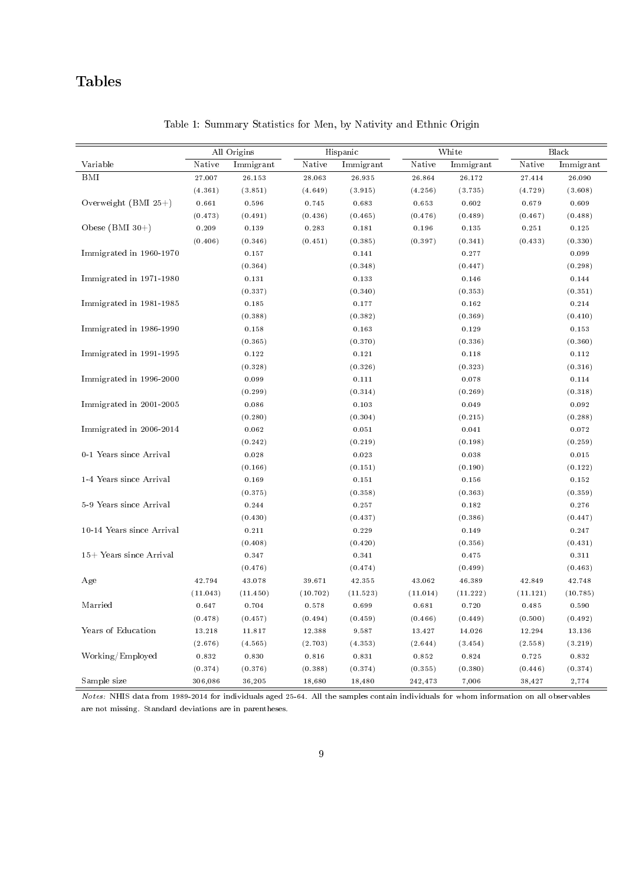# Tables

Table 1: Summary Statistics for Men, by Nativity and Ethnic Origin

| | All Origins | | Hispanic | | White | | Black | |
|---|---|---|---|---|---|---|---|---|
| Variable | Native | Immigrant | Native | Immigrant | Native | Immigrant | Native | Immigrant |
| BMI | 27.007 | 26.153 | 28.063 | 26.935 | 26.864 | 26.172 | 27.414 | 26.090 |
| | (4.361) | (3.851) | (4.649) | (3.915) | (4.256) | (3.735) | (4.729) | (3.608) |
| Overweight (BMI 25+) | 0.661 | 0.596 | 0.745 | 0.683 | 0.653 | 0.602 | 0.679 | 0.609 |
| | (0.473) | (0.491) | (0.436) | (0.465) | (0.476) | (0.489) | (0.467) | (0.488) |
| Obese (BMI 30+) | 0.209 | 0.139 | 0.283 | 0.181 | 0.196 | 0.135 | 0.251 | 0.125 |
| | (0.406) | (0.346) | (0.451) | (0.385) | (0.397) | (0.341) | (0.433) | (0.330) |
| Immigrated in 1960-1970 | | 0.157 | | 0.141 | | 0.277 | | 0.099 |
| | | (0.364) | | (0.348) | | (0.447) | | (0.298) |
| Immigrated in 1971-1980 | | 0.131 | | 0.133 | | 0.146 | | 0.144 |
| | | (0.337) | | (0.340) | | (0.353) | | (0.351) |
| Immigrated in 1981-1985 | | 0.185 | | 0.177 | | 0.162 | | 0.214 |
| | | (0.388) | | (0.382) | | (0.369) | | (0.410) |
| Immigrated in 1986-1990 | | 0.158 | | 0.163 | | 0.129 | | 0.153 |
| | | (0.365) | | (0.370) | | (0.336) | | (0.360) |
| Immigrated in 1991-1995 | | 0.122 | | 0.121 | | 0.118 | | 0.112 |
| | | (0.328) | | (0.326) | | (0.323) | | (0.316) |
| Immigrated in 1996-2000 | | 0.099 | | 0.111 | | 0.078 | | 0.114 |
| | | (0.299) | | (0.314) | | (0.269) | | (0.318) |
| Immigrated in 2001-2005 | | 0.086 | | 0.103 | | 0.049 | | 0.092 |
| | | (0.280) | | (0.304) | | (0.215) | | (0.288) |
| Immigrated in 2006-2014 | | 0.062 | | 0.051 | | 0.041 | | 0.072 |
| | | (0.242) | | (0.219) | | (0.198) | | (0.259) |
| 0-1 Years since Arrival | | 0.028 | | 0.023 | | 0.038 | | 0.015 |
| | | (0.166) | | (0.151) | | (0.190) | | (0.122) |
| 1-4 Years since Arrival | | 0.169 | | 0.151 | | 0.156 | | 0.152 |
| | | (0.375) | | (0.358) | | (0.363) | | (0.359) |
| 5-9 Years since Arrival | | 0.244 | | 0.257 | | 0.182 | | 0.276 |
| | | (0.430) | | (0.437) | | (0.386) | | (0.447) |
| 10-14 Years since Arrival | | 0.211 | | 0.229 | | 0.149 | | 0.247 |
| | | (0.408) | | (0.420) | | (0.356) | | (0.431) |
| 15+ Years since Arrival | | 0.347 | | 0.341 | | 0.475 | | 0.311 |
| | | (0.476) | | (0.474) | | (0.499) | | (0.463) |
| Age | 42.794 | 43.078 | 39.671 | 42.355 | 43.062 | 46.389 | 42.849 | 42.748 |
| | (11.043) | (11.450) | (10.702) | (11.523) | (11.014) | (11.222) | (11.121) | (10.785) |
| Married | 0.647 | 0.704 | 0.578 | 0.699 | 0.681 | 0.720 | 0.485 | 0.590 |
| | (0.478) | (0.457) | (0.494) | (0.459) | (0.466) | (0.449) | (0.500) | (0.492) |
| Years of Education | 13.218 | 11.817 | 12.388 | 9.587 | 13.427 | 14.026 | 12.294 | 13.136 |
| | (2.676) | (4.565) | (2.703) | (4.353) | (2.644) | (3.454) | (2.558) | (3.219) |
| Working/Employed | 0.832 | 0.830 | 0.816 | 0.831 | 0.852 | 0.824 | 0.725 | 0.832 |
| | (0.374) | (0.376) | (0.388) | (0.374) | (0.355) | (0.380) | (0.446) | (0.374) |
| Sample size | 306,086 | 36,205 | 18,680 | 18,480 | 242,473 | 7,006 | 38,427 | 2,774 |

*Notes:* NHIS data from 1989-2014 for individuals aged 25-64. All the samples contain individuals for whom information on all observables are not missing. Standard deviations are in parentheses.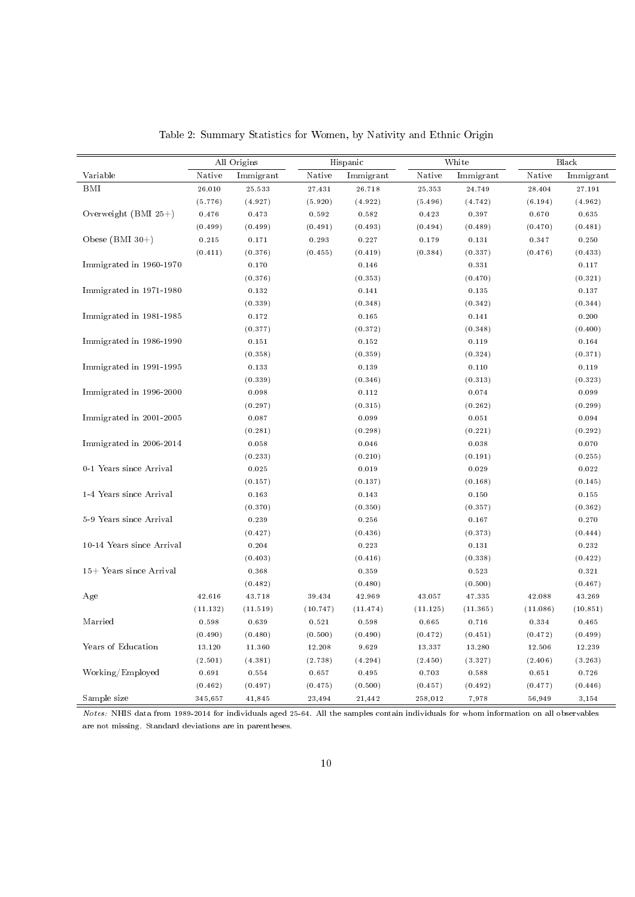Table 2: Summary Statistics for Women, by Nativity and Ethnic Origin

| | All Origins | | Hispanic | | White | | Black | |
|---|---|---|---|---|---|---|---|---|
| Variable | Native | Immigrant | Native | Immigrant | Native | Immigrant | Native | Immigrant |
| BMI | 26.010 | 25.533 | 27.431 | 26.718 | 25.353 | 24.749 | 28.404 | 27.191 |
| | (5.776) | (4.927) | (5.920) | (4.922) | (5.496) | (4.742) | (6.194) | (4.962) |
| Overweight (BMI 25+) | 0.476 | 0.473 | 0.592 | 0.582 | 0.423 | 0.397 | 0.670 | 0.635 |
| | (0.499) | (0.499) | (0.491) | (0.493) | (0.494) | (0.489) | (0.470) | (0.481) |
| Obese (BMI 30+) | 0.215 | 0.171 | 0.293 | 0.227 | 0.179 | 0.131 | 0.347 | 0.250 |
| | (0.411) | (0.376) | (0.455) | (0.419) | (0.384) | (0.337) | (0.476) | (0.433) |
| Immigrated in 1960-1970 | | 0.170 | | 0.146 | | 0.331 | | 0.117 |
| | | (0.376) | | (0.353) | | (0.470) | | (0.321) |
| Immigrated in 1971-1980 | | 0.132 | | 0.141 | | 0.135 | | 0.137 |
| | | (0.339) | | (0.348) | | (0.342) | | (0.344) |
| Immigrated in 1981-1985 | | 0.172 | | 0.165 | | 0.141 | | 0.200 |
| | | (0.377) | | (0.372) | | (0.348) | | (0.400) |
| Immigrated in 1986-1990 | | 0.151 | | 0.152 | | 0.119 | | 0.164 |
| | | (0.358) | | (0.359) | | (0.324) | | (0.371) |
| Immigrated in 1991-1995 | | 0.133 | | 0.139 | | 0.110 | | 0.119 |
| | | (0.339) | | (0.346) | | (0.313) | | (0.323) |
| Immigrated in 1996-2000 | | 0.098 | | 0.112 | | 0.074 | | 0.099 |
| | | (0.297) | | (0.315) | | (0.262) | | (0.299) |
| Immigrated in 2001-2005 | | 0.087 | | 0.099 | | 0.051 | | 0.094 |
| | | (0.281) | | (0.298) | | (0.221) | | (0.292) |
| Immigrated in 2006-2014 | | 0.058 | | 0.046 | | 0.038 | | 0.070 |
| | | (0.233) | | (0.210) | | (0.191) | | (0.255) |
| 0-1 Years since Arrival | | 0.025 | | 0.019 | | 0.029 | | 0.022 |
| | | (0.157) | | (0.137) | | (0.168) | | (0.145) |
| 1-4 Years since Arrival | | 0.163 | | 0.143 | | 0.150 | | 0.155 |
| | | (0.370) | | (0.350) | | (0.357) | | (0.362) |
| 5-9 Years since Arrival | | 0.239 | | 0.256 | | 0.167 | | 0.270 |
| | | (0.427) | | (0.436) | | (0.373) | | (0.444) |
| 10-14 Years since Arrival | | 0.204 | | 0.223 | | 0.131 | | 0.232 |
| | | (0.403) | | (0.416) | | (0.338) | | (0.422) |
| 15+ Years since Arrival | | 0.368 | | 0.359 | | 0.523 | | 0.321 |
| | | (0.482) | | (0.480) | | (0.500) | | (0.467) |
| Age | 42.616 | 43.718 | 39.434 | 42.969 | 43.057 | 47.335 | 42.088 | 43.269 |
| | (11.132) | (11.519) | (10.747) | (11.474) | (11.125) | (11.365) | (11.086) | (10.851) |
| Married | 0.598 | 0.639 | 0.521 | 0.598 | 0.665 | 0.716 | 0.334 | 0.465 |
| | (0.490) | (0.480) | (0.500) | (0.490) | (0.472) | (0.451) | (0.472) | (0.499) |
| Years of Education | 13.120 | 11.360 | 12.208 | 9.629 | 13.337 | 13.280 | 12.506 | 12.239 |
| | (2.501) | (4.381) | (2.738) | (4.294) | (2.450) | (3.327) | (2.406) | (3.263) |
| Working/Employed | 0.691 | 0.554 | 0.657 | 0.495 | 0.703 | 0.588 | 0.651 | 0.726 |
| | (0.462) | (0.497) | (0.475) | (0.500) | (0.457) | (0.492) | (0.477) | (0.446) |
| Sample size | 345,657 | 41,845 | 23,494 | 21,442 | 258,012 | 7,978 | 56,949 | 3,154 |

*Notes:* NHIS data from 1989-2014 for individuals aged 25-64. All the samples contain individuals for whom information on all observables are not missing. Standard deviations are in parentheses.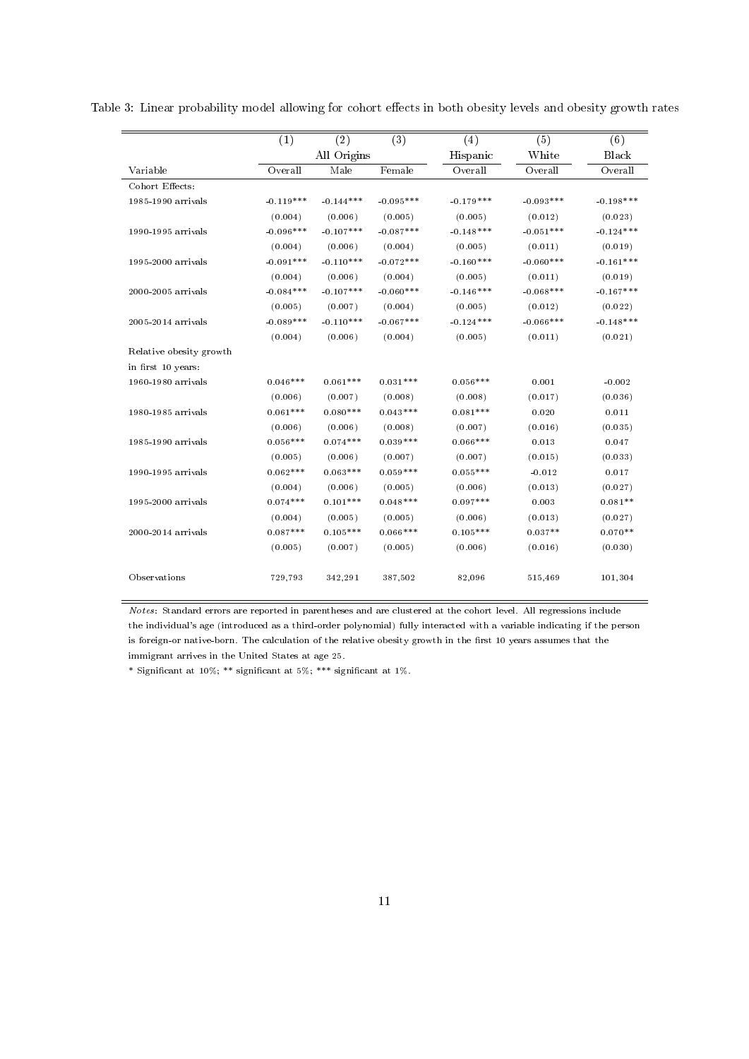Table 3: Linear probability model allowing for cohort effects in both obesity levels and obesity growth rates

| | (1) | (2) | (3) | (4) | (5) | (6) |
|---|---|---|---|---|---|---|
| | All Origins | | | Hispanic | White | Black |
| Variable | Overall | Male | Female | Overall | Overall | Overall |
| Cohort Effects: | | | | | | |
| 1985-1990 arrivals | -0.119*** | -0.144*** | -0.095*** | -0.179*** | -0.093*** | -0.198*** |
| | (0.004) | (0.006) | (0.005) | (0.005) | (0.012) | (0.023) |
| 1990-1995 arrivals | -0.096*** | -0.107*** | -0.087*** | -0.148*** | -0.051*** | -0.124*** |
| | (0.004) | (0.006) | (0.004) | (0.005) | (0.011) | (0.019) |
| 1995-2000 arrivals | -0.091*** | -0.110*** | -0.072*** | -0.160*** | -0.060*** | -0.161*** |
| | (0.004) | (0.006) | (0.004) | (0.005) | (0.011) | (0.019) |
| 2000-2005 arrivals | -0.084*** | -0.107*** | -0.060*** | -0.146*** | -0.068*** | -0.167*** |
| | (0.005) | (0.007) | (0.004) | (0.005) | (0.012) | (0.022) |
| 2005-2014 arrivals | -0.089*** | -0.110*** | -0.067*** | -0.124*** | -0.066*** | -0.148*** |
| | (0.004) | (0.006) | (0.004) | (0.005) | (0.011) | (0.021) |
| Relative obesity growth | | | | | | |
| in first 10 years: | | | | | | |
| 1960-1980 arrivals | 0.046*** | 0.061*** | 0.031*** | 0.056*** | 0.001 | -0.002 |
| | (0.006) | (0.007) | (0.008) | (0.008) | (0.017) | (0.036) |
| 1980-1985 arrivals | 0.061*** | 0.080*** | 0.043*** | 0.081*** | 0.020 | 0.011 |
| | (0.006) | (0.006) | (0.008) | (0.007) | (0.016) | (0.035) |
| 1985-1990 arrivals | 0.056*** | 0.074*** | 0.039*** | 0.066*** | 0.013 | 0.047 |
| | (0.005) | (0.006) | (0.007) | (0.007) | (0.015) | (0.033) |
| 1990-1995 arrivals | 0.062*** | 0.063*** | 0.059*** | 0.055*** | -0.012 | 0.017 |
| | (0.004) | (0.006) | (0.005) | (0.006) | (0.013) | (0.027) |
| 1995-2000 arrivals | 0.074*** | 0.101*** | 0.048*** | 0.097*** | 0.003 | 0.081** |
| | (0.004) | (0.005) | (0.005) | (0.006) | (0.013) | (0.027) |
| 2000-2014 arrivals | 0.087*** | 0.105*** | 0.066*** | 0.105*** | 0.037** | 0.070** |
| | (0.005) | (0.007) | (0.005) | (0.006) | (0.016) | (0.030) |
| Observations | 729,793 | 342,291 | 387,502 | 82,096 | 515,469 | 101,304 |

*Notes*: Standard errors are reported in parentheses and are clustered at the cohort level. All regressions include the individual's age (introduced as a third-order polynomial) fully interacted with a variable indicating if the person is foreign-or native-born. The calculation of the relative obesity growth in the first 10 years assumes that the immigrant arrives in the United States at age 25.

* Significant at 10%; ** significant at 5%; *** significant at 1%.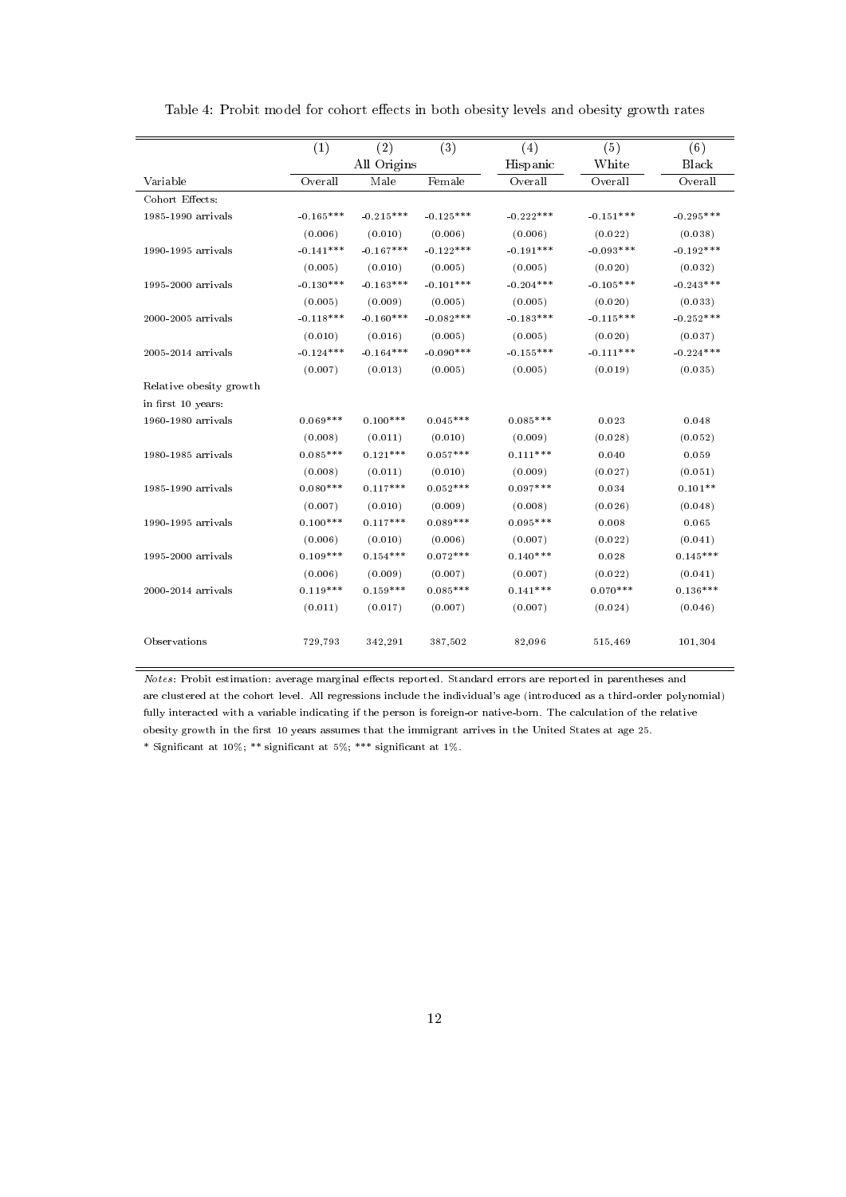Table 4: Probit model for cohort effects in both obesity levels and obesity growth rates

| | (1) | (2) | (3) | (4) | (5) | (6) |
|---|---|---|---|---|---|---|
| | All Origins | | | Hispanic | White | Black |
| Variable | Overall | Male | Female | Overall | Overall | Overall |
| Cohort Effects: | | | | | | |
| 1985-1990 arrivals | -0.165*** | -0.215*** | -0.125*** | -0.222*** | -0.151*** | -0.295*** |
| | (0.006) | (0.010) | (0.006) | (0.006) | (0.022) | (0.038) |
| 1990-1995 arrivals | -0.141*** | -0.167*** | -0.122*** | -0.191*** | -0.093*** | -0.192*** |
| | (0.005) | (0.010) | (0.005) | (0.005) | (0.020) | (0.032) |
| 1995-2000 arrivals | -0.130*** | -0.163*** | -0.101*** | -0.204*** | -0.105*** | -0.243*** |
| | (0.005) | (0.009) | (0.005) | (0.005) | (0.020) | (0.033) |
| 2000-2005 arrivals | -0.118*** | -0.160*** | -0.082*** | -0.183*** | -0.115*** | -0.252*** |
| | (0.010) | (0.016) | (0.005) | (0.005) | (0.020) | (0.037) |
| 2005-2014 arrivals | -0.124*** | -0.164*** | -0.090*** | -0.155*** | -0.111*** | -0.224*** |
| | (0.007) | (0.013) | (0.005) | (0.005) | (0.019) | (0.035) |
| Relative obesity growth in first 10 years: | | | | | | |
| 1960-1980 arrivals | 0.069*** | 0.100*** | 0.045*** | 0.085*** | 0.023 | 0.048 |
| | (0.008) | (0.011) | (0.010) | (0.009) | (0.028) | (0.052) |
| 1980-1985 arrivals | 0.085*** | 0.121*** | 0.057*** | 0.111*** | 0.040 | 0.059 |
| | (0.008) | (0.011) | (0.010) | (0.009) | (0.027) | (0.051) |
| 1985-1990 arrivals | 0.080*** | 0.117*** | 0.052*** | 0.097*** | 0.034 | 0.101** |
| | (0.007) | (0.010) | (0.009) | (0.008) | (0.026) | (0.048) |
| 1990-1995 arrivals | 0.100*** | 0.117*** | 0.089*** | 0.095*** | 0.008 | 0.065 |
| | (0.006) | (0.010) | (0.006) | (0.007) | (0.022) | (0.041) |
| 1995-2000 arrivals | 0.109*** | 0.154*** | 0.072*** | 0.140*** | 0.028 | 0.145*** |
| | (0.006) | (0.009) | (0.007) | (0.007) | (0.022) | (0.041) |
| 2000-2014 arrivals | 0.119*** | 0.159*** | 0.085*** | 0.141*** | 0.070*** | 0.136*** |
| | (0.011) | (0.017) | (0.007) | (0.007) | (0.024) | (0.046) |
| Observations | 729,793 | 342,291 | 387,502 | 82,096 | 515,469 | 101,304 |

*Notes*: Probit estimation: average marginal effects reported. Standard errors are reported in parentheses and are clustered at the cohort level. All regressions include the individual's age (introduced as a third-order polynomial) fully interacted with a variable indicating if the person is foreign-or native-born. The calculation of the relative obesity growth in the first 10 years assumes that the immigrant arrives in the United States at age 25.

* Significant at 10%; ** significant at 5%; *** significant at 1%.